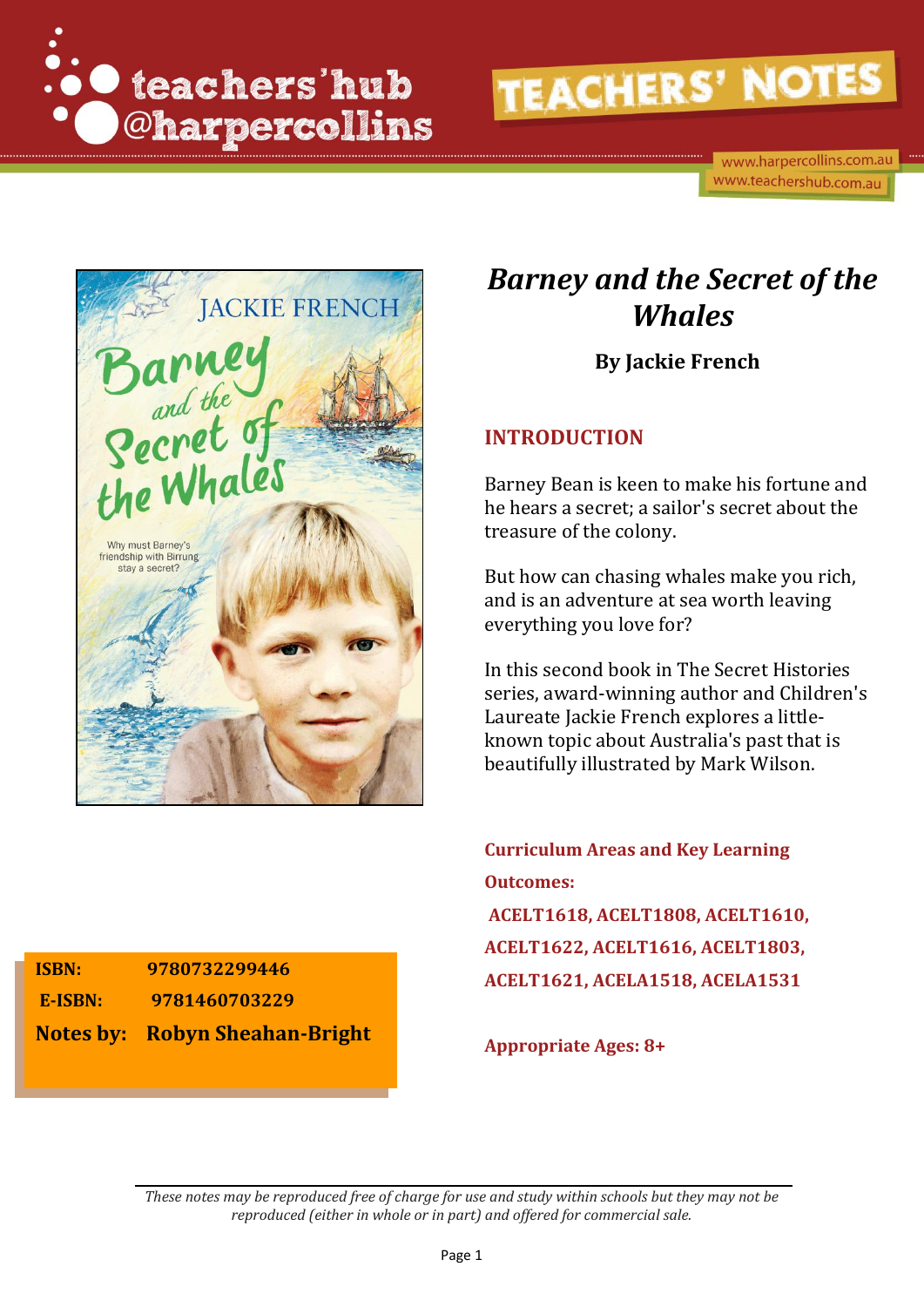teachers'hub @harpercollins

TEACHERS' NOTES

www.harpercollins.com.au
www.teachershub.com.au

# *Barney and the Secret of the Whales*

**By Jackie French**

## INTRODUCTION

Barney Bean is keen to make his fortune and he hears a secret; a sailor's secret about the treasure of the colony.

But how can chasing whales make you rich, and is an adventure at sea worth leaving everything you love for?

In this second book in The Secret Histories series, award-winning author and Children's Laureate Jackie French explores a little-known topic about Australia's past that is beautifully illustrated by Mark Wilson.

**Curriculum Areas and Key Learning Outcomes:**

**ACELT1618, ACELT1808, ACELT1610, ACELT1622, ACELT1616, ACELT1803, ACELT1621, ACELA1518, ACELA1531**

**Appropriate Ages: 8+**

| | |
|---|---|
| **ISBN:** | **9780732299446** |
| **E-ISBN:** | **9781460703229** |
| **Notes by:** | **Robyn Sheahan-Bright** |

*These notes may be reproduced free of charge for use and study within schools but they may not be reproduced (either in whole or in part) and offered for commercial sale.*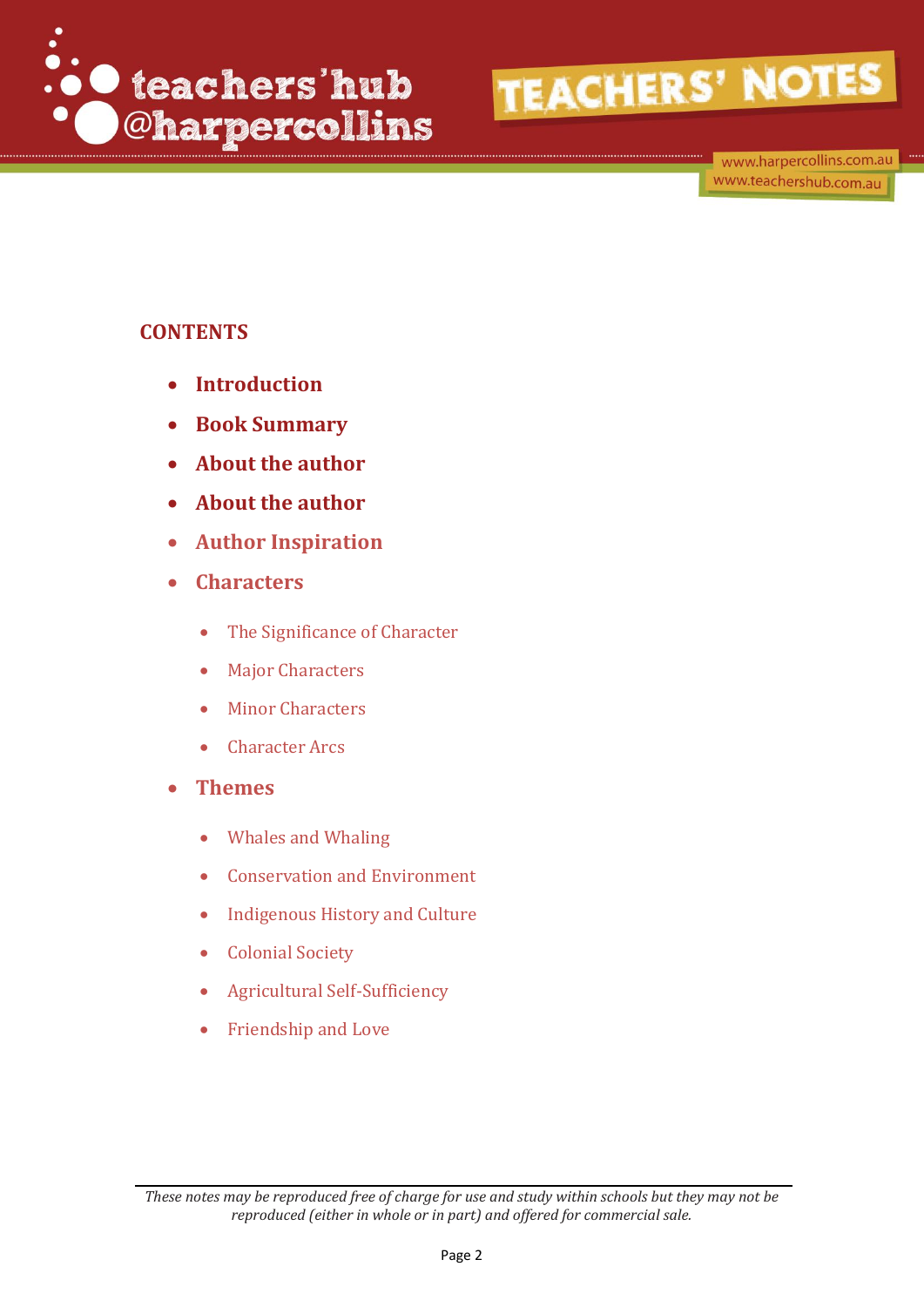## CONTENTS

- **Introduction**
- **Book Summary**
- **About the author**
- **About the author**
- **Author Inspiration**
- **Characters**
  - The Significance of Character
  - Major Characters
  - Minor Characters
  - Character Arcs
- **Themes**
  - Whales and Whaling
  - Conservation and Environment
  - Indigenous History and Culture
  - Colonial Society
  - Agricultural Self-Sufficiency
  - Friendship and Love

*These notes may be reproduced free of charge for use and study within schools but they may not be reproduced (either in whole or in part) and offered for commercial sale.*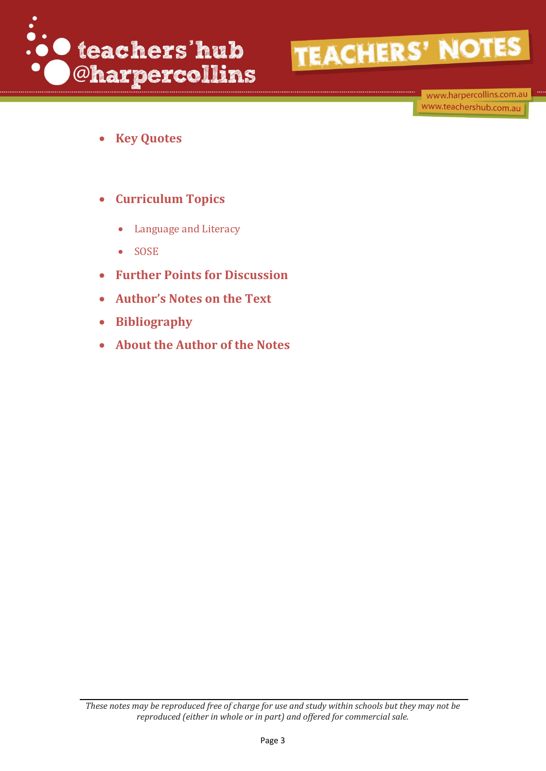- **Key Quotes**

- **Curriculum Topics**
  - Language and Literacy
  - SOSE
- **Further Points for Discussion**
- **Author's Notes on the Text**
- **Bibliography**
- **About the Author of the Notes**

*These notes may be reproduced free of charge for use and study within schools but they may not be reproduced (either in whole or in part) and offered for commercial sale.*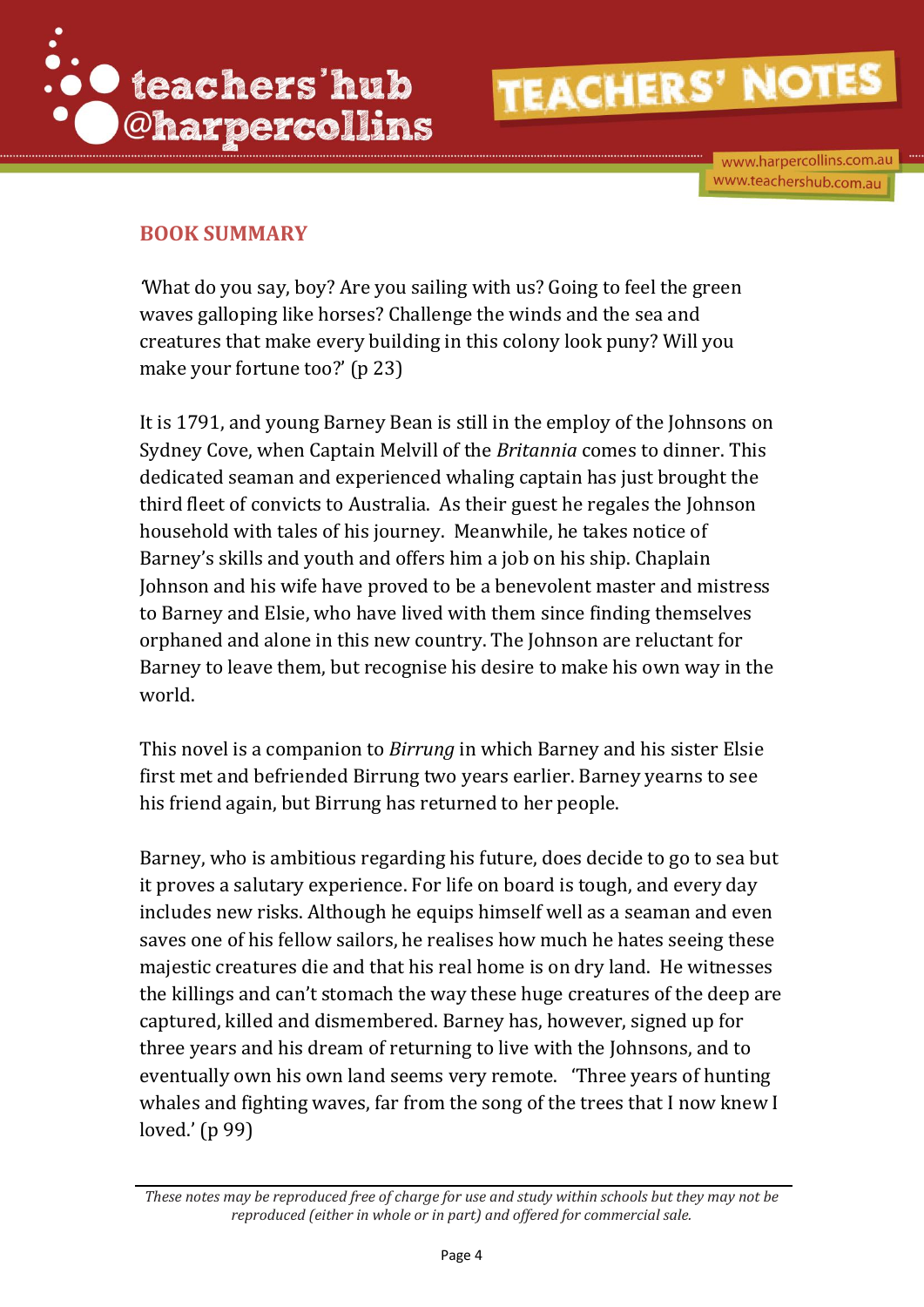## BOOK SUMMARY

'What do you say, boy? Are you sailing with us? Going to feel the green waves galloping like horses? Challenge the winds and the sea and creatures that make every building in this colony look puny? Will you make your fortune too?' (p 23)

It is 1791, and young Barney Bean is still in the employ of the Johnsons on Sydney Cove, when Captain Melvill of the *Britannia* comes to dinner. This dedicated seaman and experienced whaling captain has just brought the third fleet of convicts to Australia. As their guest he regales the Johnson household with tales of his journey. Meanwhile, he takes notice of Barney's skills and youth and offers him a job on his ship. Chaplain Johnson and his wife have proved to be a benevolent master and mistress to Barney and Elsie, who have lived with them since finding themselves orphaned and alone in this new country. The Johnson are reluctant for Barney to leave them, but recognise his desire to make his own way in the world.

This novel is a companion to *Birrung* in which Barney and his sister Elsie first met and befriended Birrung two years earlier. Barney yearns to see his friend again, but Birrung has returned to her people.

Barney, who is ambitious regarding his future, does decide to go to sea but it proves a salutary experience. For life on board is tough, and every day includes new risks. Although he equips himself well as a seaman and even saves one of his fellow sailors, he realises how much he hates seeing these majestic creatures die and that his real home is on dry land. He witnesses the killings and can't stomach the way these huge creatures of the deep are captured, killed and dismembered. Barney has, however, signed up for three years and his dream of returning to live with the Johnsons, and to eventually own his own land seems very remote. 'Three years of hunting whales and fighting waves, far from the song of the trees that I now knew I loved.' (p 99)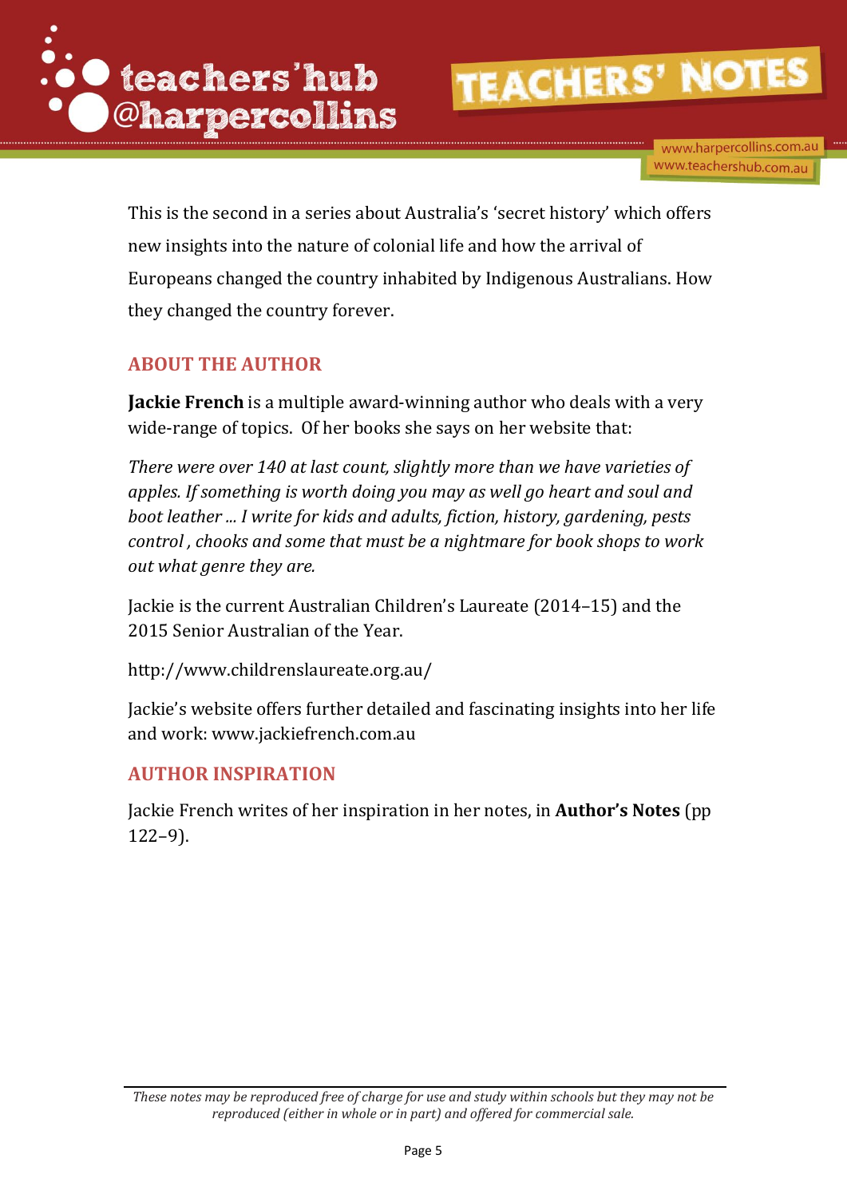This is the second in a series about Australia's 'secret history' which offers new insights into the nature of colonial life and how the arrival of Europeans changed the country inhabited by Indigenous Australians. How they changed the country forever.

## ABOUT THE AUTHOR

**Jackie French** is a multiple award-winning author who deals with a very wide-range of topics. Of her books she says on her website that:

*There were over 140 at last count, slightly more than we have varieties of apples. If something is worth doing you may as well go heart and soul and boot leather ... I write for kids and adults, fiction, history, gardening, pests control , chooks and some that must be a nightmare for book shops to work out what genre they are.*

Jackie is the current Australian Children's Laureate (2014–15) and the 2015 Senior Australian of the Year.

http://www.childrenslaureate.org.au/

Jackie's website offers further detailed and fascinating insights into her life and work: www.jackiefrench.com.au

## AUTHOR INSPIRATION

Jackie French writes of her inspiration in her notes, in **Author's Notes** (pp 122–9).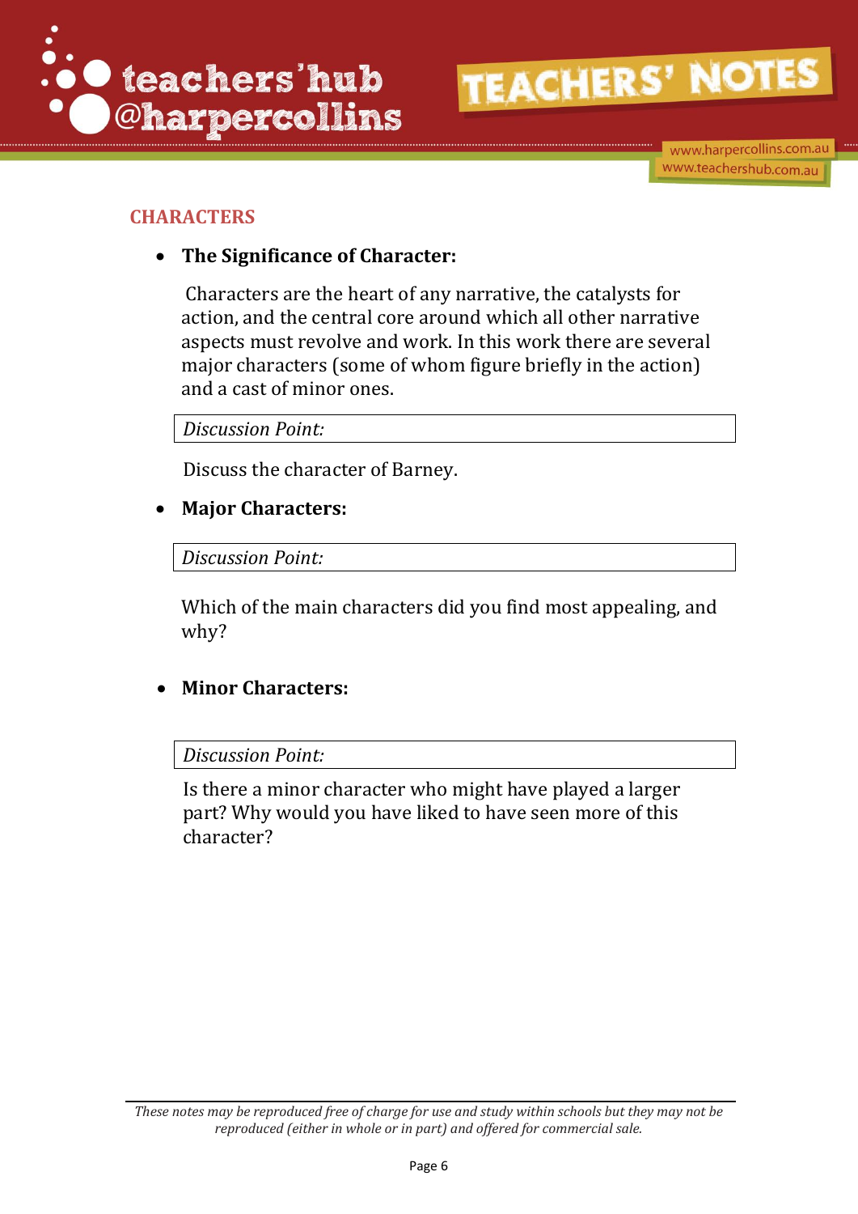## CHARACTERS

- **The Significance of Character:**

  Characters are the heart of any narrative, the catalysts for action, and the central core around which all other narrative aspects must revolve and work. In this work there are several major characters (some of whom figure briefly in the action) and a cast of minor ones.

  *Discussion Point:*

  Discuss the character of Barney.

- **Major Characters:**

  *Discussion Point:*

  Which of the main characters did you find most appealing, and why?

- **Minor Characters:**

  *Discussion Point:*

  Is there a minor character who might have played a larger part? Why would you have liked to have seen more of this character?

*These notes may be reproduced free of charge for use and study within schools but they may not be reproduced (either in whole or in part) and offered for commercial sale.*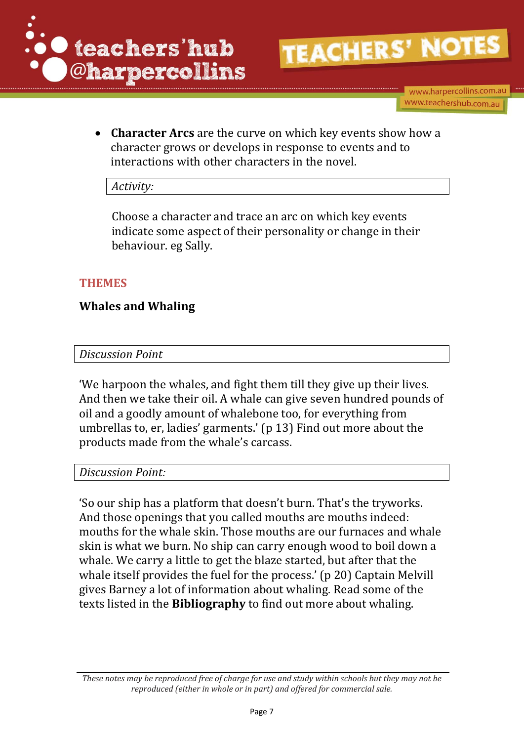- **Character Arcs** are the curve on which key events show how a character grows or develops in response to events and to interactions with other characters in the novel.

*Activity:*

Choose a character and trace an arc on which key events indicate some aspect of their personality or change in their behaviour. eg Sally.

## THEMES

### Whales and Whaling

*Discussion Point*

'We harpoon the whales, and fight them till they give up their lives. And then we take their oil. A whale can give seven hundred pounds of oil and a goodly amount of whalebone too, for everything from umbrellas to, er, ladies' garments.' (p 13) Find out more about the products made from the whale's carcass.

*Discussion Point:*

'So our ship has a platform that doesn't burn. That's the tryworks. And those openings that you called mouths are mouths indeed: mouths for the whale skin. Those mouths are our furnaces and whale skin is what we burn. No ship can carry enough wood to boil down a whale. We carry a little to get the blaze started, but after that the whale itself provides the fuel for the process.' (p 20) Captain Melvill gives Barney a lot of information about whaling. Read some of the texts listed in the **Bibliography** to find out more about whaling.

*These notes may be reproduced free of charge for use and study within schools but they may not be reproduced (either in whole or in part) and offered for commercial sale.*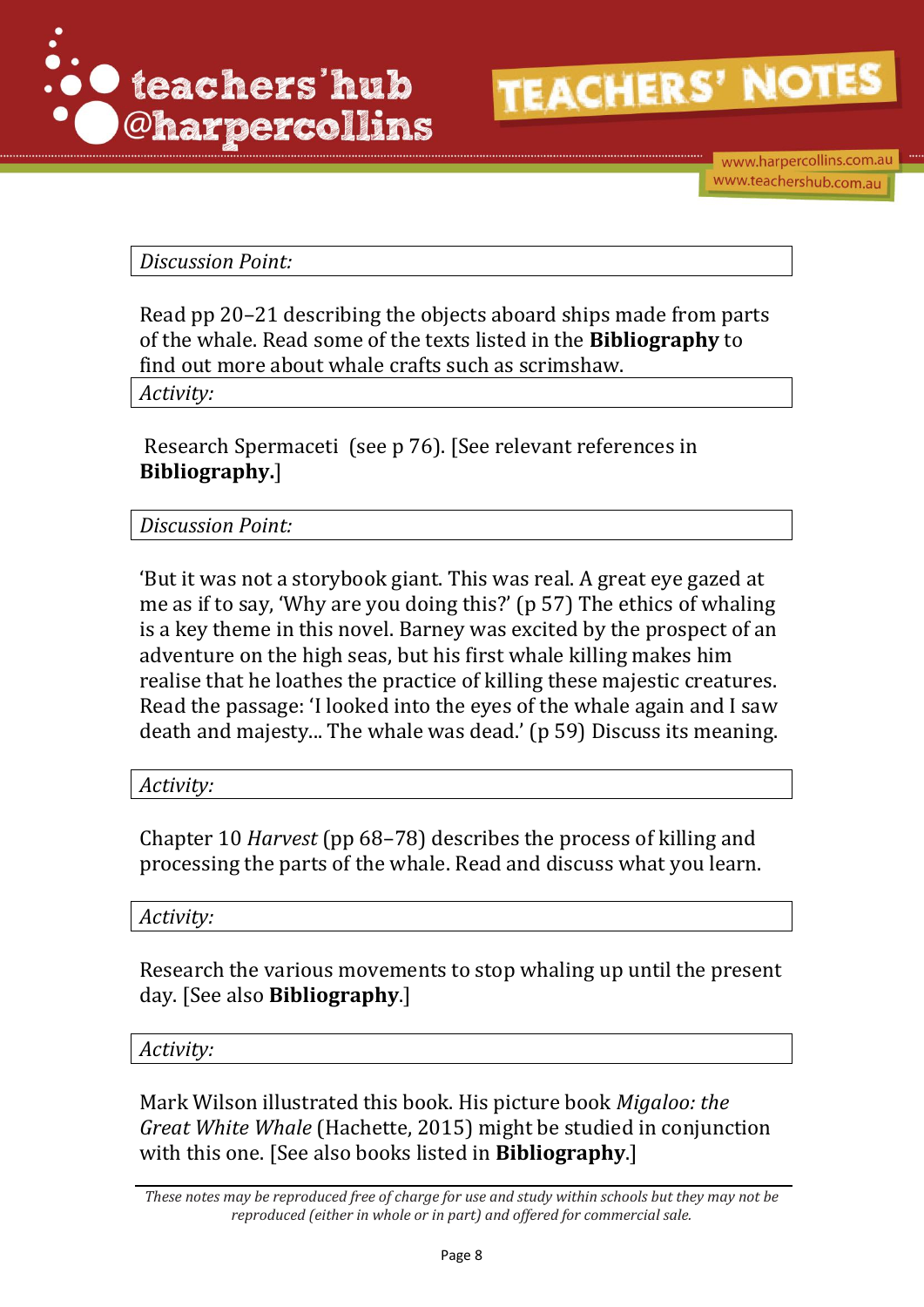*Discussion Point:*

Read pp 20–21 describing the objects aboard ships made from parts of the whale. Read some of the texts listed in the **Bibliography** to find out more about whale crafts such as scrimshaw.

*Activity:*

Research Spermaceti (see p 76). [See relevant references in **Bibliography**.]

*Discussion Point:*

'But it was not a storybook giant. This was real. A great eye gazed at me as if to say, 'Why are you doing this?' (p 57) The ethics of whaling is a key theme in this novel. Barney was excited by the prospect of an adventure on the high seas, but his first whale killing makes him realise that he loathes the practice of killing these majestic creatures. Read the passage: 'I looked into the eyes of the whale again and I saw death and majesty... The whale was dead.' (p 59) Discuss its meaning.

*Activity:*

Chapter 10 *Harvest* (pp 68–78) describes the process of killing and processing the parts of the whale. Read and discuss what you learn.

*Activity:*

Research the various movements to stop whaling up until the present day. [See also **Bibliography**.]

*Activity:*

Mark Wilson illustrated this book. His picture book *Migaloo: the Great White Whale* (Hachette, 2015) might be studied in conjunction with this one. [See also books listed in **Bibliography**.]

*These notes may be reproduced free of charge for use and study within schools but they may not be reproduced (either in whole or in part) and offered for commercial sale.*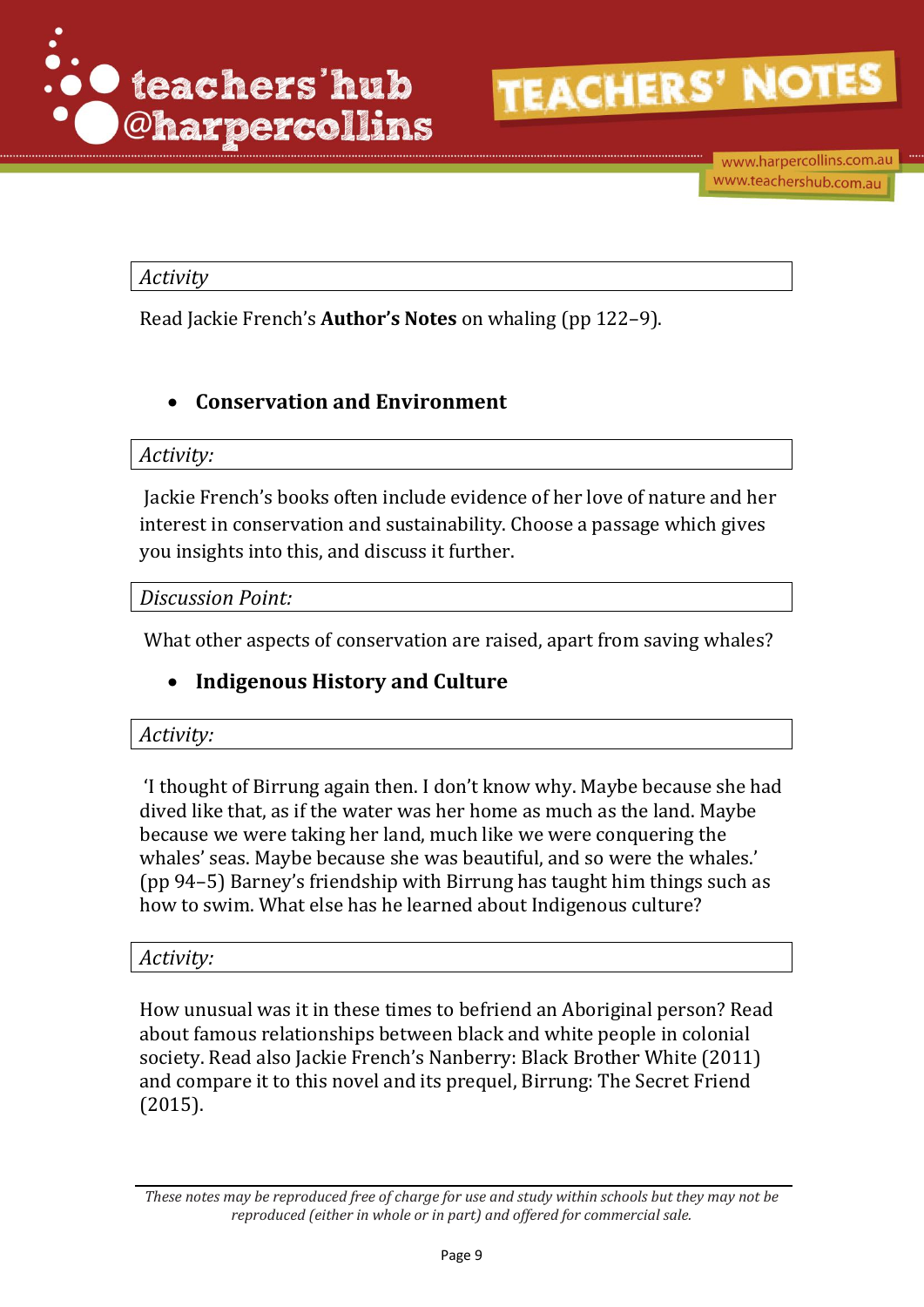*Activity*

Read Jackie French's **Author's Notes** on whaling (pp 122–9).

- **Conservation and Environment**

*Activity:*

Jackie French's books often include evidence of her love of nature and her interest in conservation and sustainability. Choose a passage which gives you insights into this, and discuss it further.

*Discussion Point:*

What other aspects of conservation are raised, apart from saving whales?

- **Indigenous History and Culture**

*Activity:*

'I thought of Birrung again then. I don't know why. Maybe because she had dived like that, as if the water was her home as much as the land. Maybe because we were taking her land, much like we were conquering the whales' seas. Maybe because she was beautiful, and so were the whales.' (pp 94–5) Barney's friendship with Birrung has taught him things such as how to swim. What else has he learned about Indigenous culture?

*Activity:*

How unusual was it in these times to befriend an Aboriginal person? Read about famous relationships between black and white people in colonial society. Read also Jackie French's Nanberry: Black Brother White (2011) and compare it to this novel and its prequel, Birrung: The Secret Friend (2015).

*These notes may be reproduced free of charge for use and study within schools but they may not be reproduced (either in whole or in part) and offered for commercial sale.*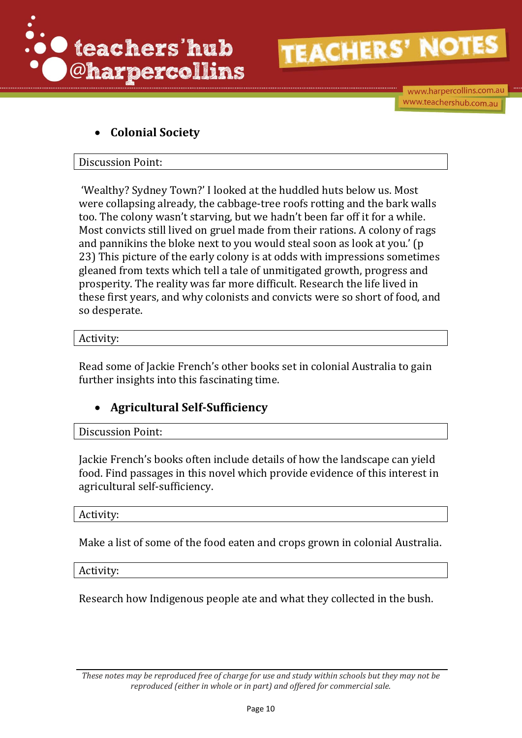- **Colonial Society**

Discussion Point:

'Wealthy? Sydney Town?' I looked at the huddled huts below us. Most were collapsing already, the cabbage-tree roofs rotting and the bark walls too. The colony wasn't starving, but we hadn't been far off it for a while. Most convicts still lived on gruel made from their rations. A colony of rags and pannikins the bloke next to you would steal soon as look at you.' (p 23) This picture of the early colony is at odds with impressions sometimes gleaned from texts which tell a tale of unmitigated growth, progress and prosperity. The reality was far more difficult. Research the life lived in these first years, and why colonists and convicts were so short of food, and so desperate.

Activity:

Read some of Jackie French's other books set in colonial Australia to gain further insights into this fascinating time.

- **Agricultural Self-Sufficiency**

Discussion Point:

Jackie French's books often include details of how the landscape can yield food. Find passages in this novel which provide evidence of this interest in agricultural self-sufficiency.

Activity:

Make a list of some of the food eaten and crops grown in colonial Australia.

Activity:

Research how Indigenous people ate and what they collected in the bush.

*These notes may be reproduced free of charge for use and study within schools but they may not be reproduced (either in whole or in part) and offered for commercial sale.*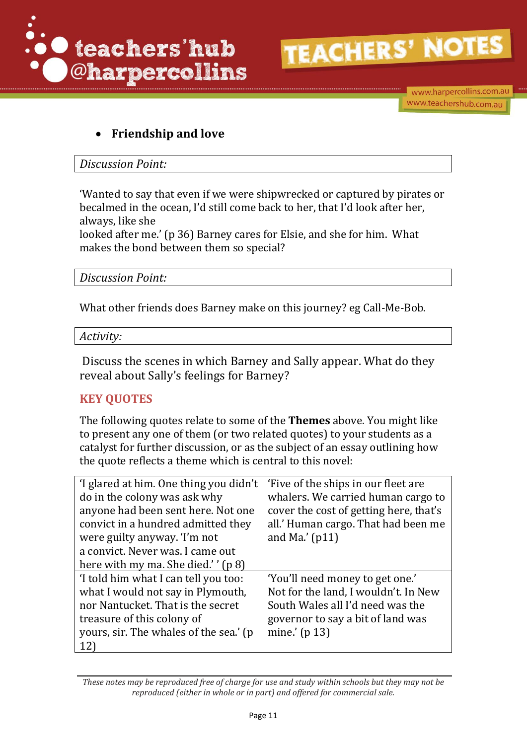- **Friendship and love**

*Discussion Point:*

'Wanted to say that even if we were shipwrecked or captured by pirates or becalmed in the ocean, I'd still come back to her, that I'd look after her, always, like she looked after me.' (p 36) Barney cares for Elsie, and she for him. What makes the bond between them so special?

*Discussion Point:*

What other friends does Barney make on this journey? eg Call-Me-Bob.

*Activity:*

Discuss the scenes in which Barney and Sally appear. What do they reveal about Sally's feelings for Barney?

## KEY QUOTES

The following quotes relate to some of the **Themes** above. You might like to present any one of them (or two related quotes) to your students as a catalyst for further discussion, or as the subject of an essay outlining how the quote reflects a theme which is central to this novel:

| | |
|---|---|
| 'I glared at him. One thing you didn't do in the colony was ask why anyone had been sent here. Not one convict in a hundred admitted they were guilty anyway. 'I'm not a convict. Never was. I came out here with my ma. She died.' ' (p 8) | 'Five of the ships in our fleet are whalers. We carried human cargo to cover the cost of getting here, that's all.' Human cargo. That had been me and Ma.' (p11) |
| 'I told him what I can tell you too: what I would not say in Plymouth, nor Nantucket. That is the secret treasure of this colony of yours, sir. The whales of the sea.' (p 12) | 'You'll need money to get one.' Not for the land, I wouldn't. In New South Wales all I'd need was the governor to say a bit of land was mine.' (p 13) |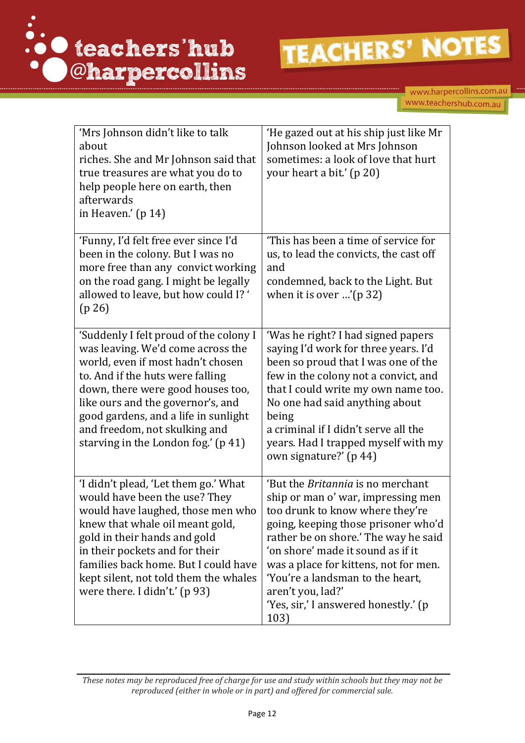| | |
|---|---|
| 'Mrs Johnson didn't like to talk about riches. She and Mr Johnson said that true treasures are what you do to help people here on earth, then afterwards in Heaven.' (p 14) | 'He gazed out at his ship just like Mr Johnson looked at Mrs Johnson sometimes: a look of love that hurt your heart a bit.' (p 20) |
| 'Funny, I'd felt free ever since I'd been in the colony. But I was no more free than any convict working on the road gang. I might be legally allowed to leave, but how could I? ' (p 26) | 'This has been a time of service for us, to lead the convicts, the cast off and condemned, back to the Light. But when it is over …'(p 32) |
| 'Suddenly I felt proud of the colony I was leaving. We'd come across the world, even if most hadn't chosen to. And if the huts were falling down, there were good houses too, like ours and the governor's, and good gardens, and a life in sunlight and freedom, not skulking and starving in the London fog.' (p 41) | 'Was he right? I had signed papers saying I'd work for three years. I'd been so proud that I was one of the few in the colony not a convict, and that I could write my own name too. No one had said anything about being a criminal if I didn't serve all the years. Had I trapped myself with my own signature?' (p 44) |
| 'I didn't plead, 'Let them go.' What would have been the use? They would have laughed, those men who knew that whale oil meant gold, gold in their hands and gold in their pockets and for their families back home. But I could have kept silent, not told them the whales were there. I didn't.' (p 93) | 'But the *Britannia* is no merchant ship or man o' war, impressing men too drunk to know where they're going, keeping those prisoner who'd rather be on shore.' The way he said 'on shore' made it sound as if it was a place for kittens, not for men. 'You're a landsman to the heart, aren't you, lad?' 'Yes, sir,' I answered honestly.' (p 103) |

*These notes may be reproduced free of charge for use and study within schools but they may not be reproduced (either in whole or in part) and offered for commercial sale.*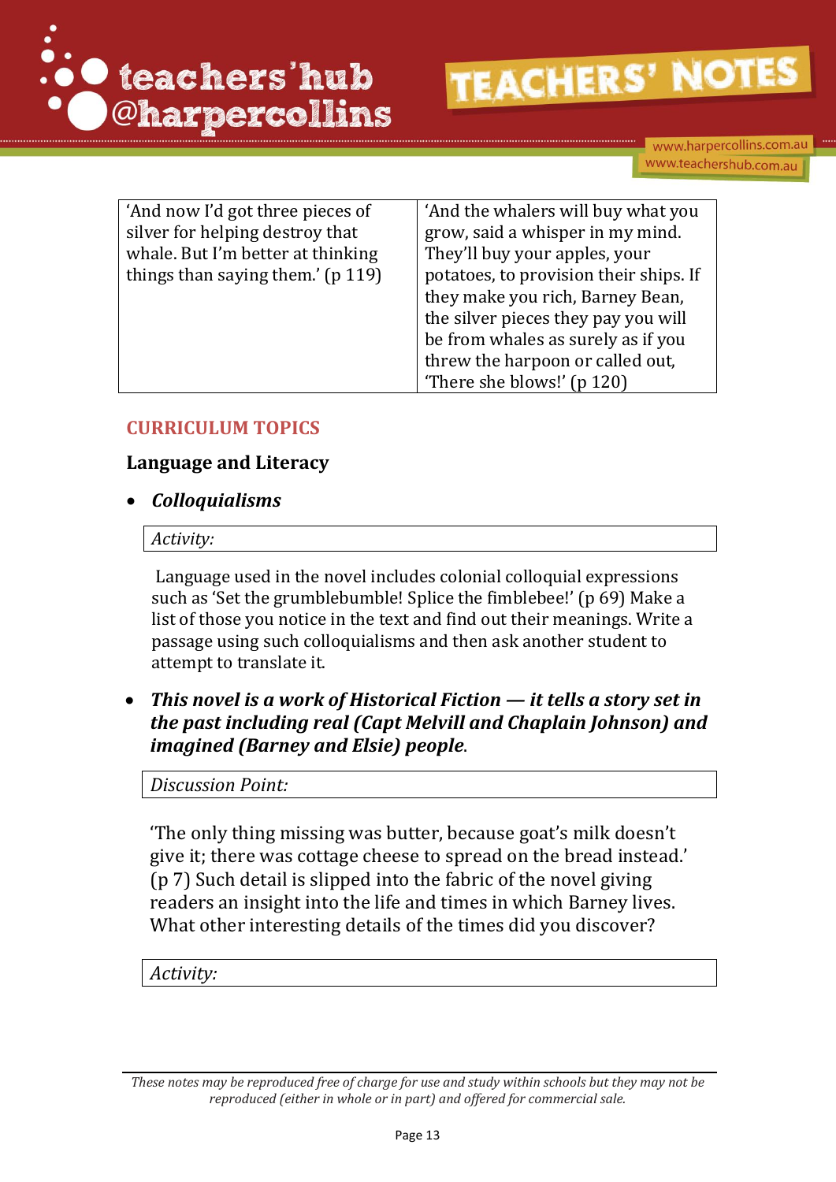| 'And now I'd got three pieces of silver for helping destroy that whale. But I'm better at thinking things than saying them.' (p 119) | 'And the whalers will buy what you grow, said a whisper in my mind. They'll buy your apples, your potatoes, to provision their ships. If they make you rich, Barney Bean, the silver pieces they pay you will be from whales as surely as if you threw the harpoon or called out, 'There she blows!' (p 120) |
|---|---|

## CURRICULUM TOPICS

### Language and Literacy

- ***Colloquialisms***

| *Activity:* |
|---|

Language used in the novel includes colonial colloquial expressions such as 'Set the grumblebumble! Splice the fimblebee!' (p 69) Make a list of those you notice in the text and find out their meanings. Write a passage using such colloquialisms and then ask another student to attempt to translate it.

- ***This novel is a work of Historical Fiction — it tells a story set in the past including real (Capt Melvill and Chaplain Johnson) and imagined (Barney and Elsie) people.***

| *Discussion Point:* |
|---|

'The only thing missing was butter, because goat's milk doesn't give it; there was cottage cheese to spread on the bread instead.' (p 7) Such detail is slipped into the fabric of the novel giving readers an insight into the life and times in which Barney lives. What other interesting details of the times did you discover?

| *Activity:* |
|---|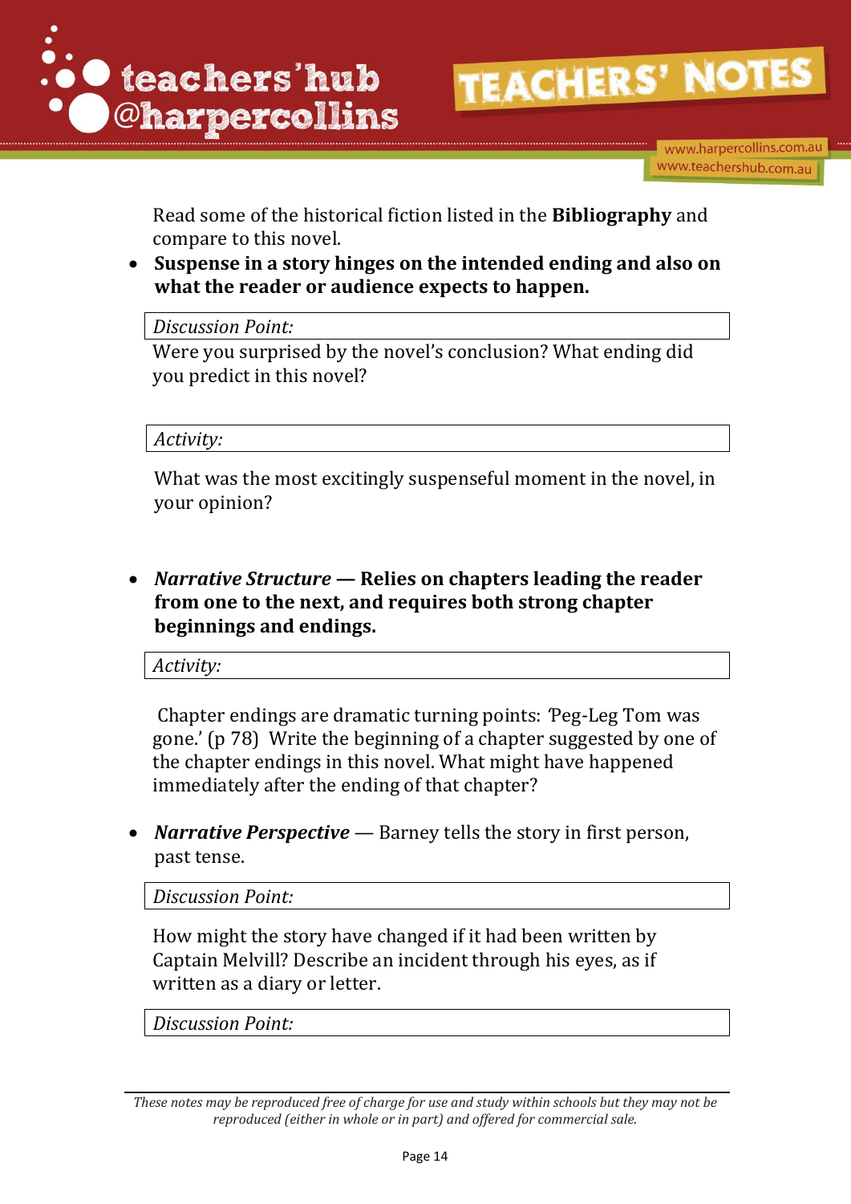Read some of the historical fiction listed in the **Bibliography** and compare to this novel.

- **Suspense in a story hinges on the intended ending and also on what the reader or audience expects to happen.**

*Discussion Point:*

Were you surprised by the novel's conclusion? What ending did you predict in this novel?

*Activity:*

What was the most excitingly suspenseful moment in the novel, in your opinion?

- ***Narrative Structure* — Relies on chapters leading the reader from one to the next, and requires both strong chapter beginnings and endings.**

*Activity:*

Chapter endings are dramatic turning points: 'Peg-Leg Tom was gone.' (p 78) Write the beginning of a chapter suggested by one of the chapter endings in this novel. What might have happened immediately after the ending of that chapter?

- ***Narrative Perspective*** — Barney tells the story in first person, past tense.

*Discussion Point:*

How might the story have changed if it had been written by Captain Melvill? Describe an incident through his eyes, as if written as a diary or letter.

*Discussion Point:*

*These notes may be reproduced free of charge for use and study within schools but they may not be reproduced (either in whole or in part) and offered for commercial sale.*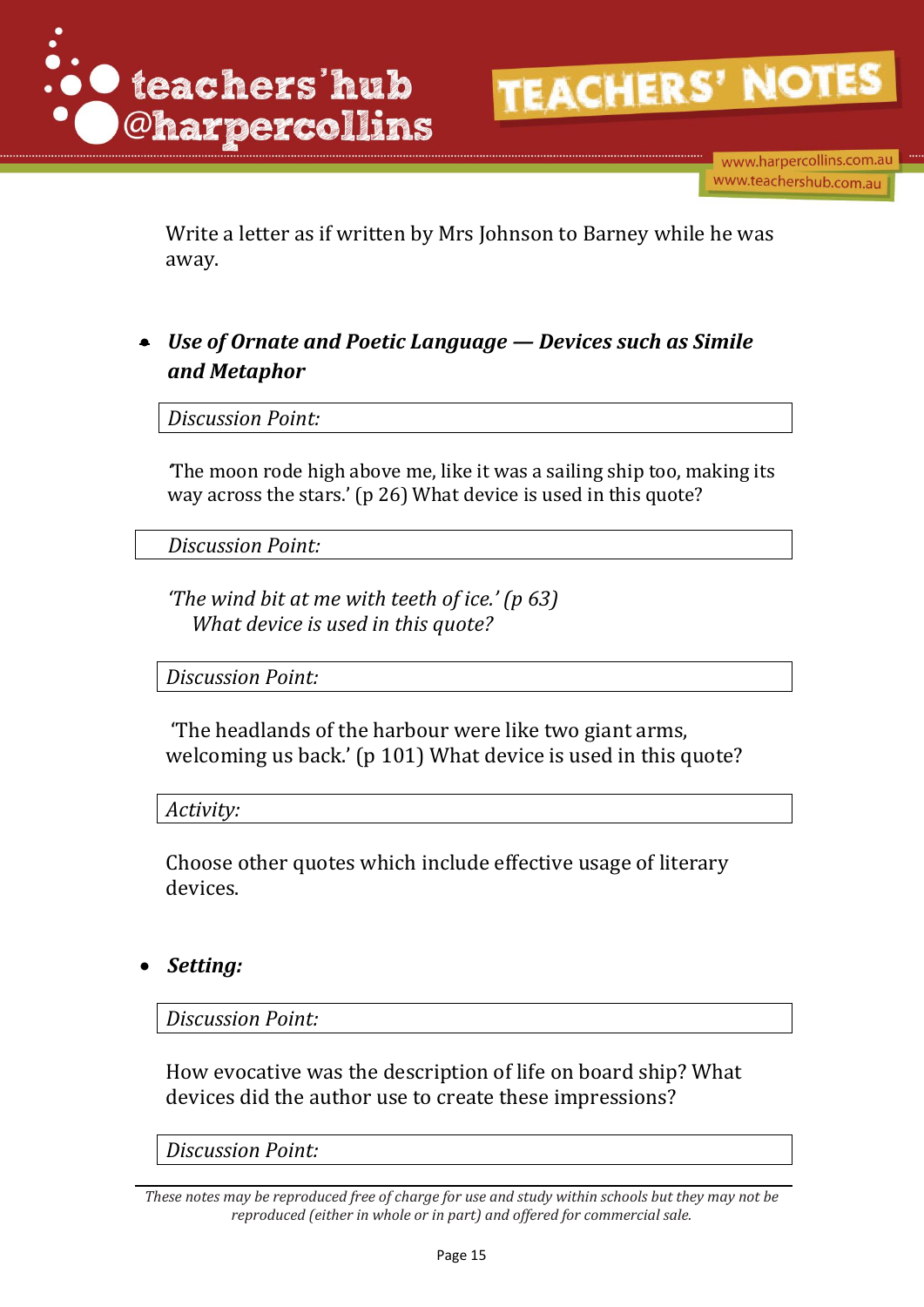Write a letter as if written by Mrs Johnson to Barney while he was away.

- ***Use of Ornate and Poetic Language — Devices such as Simile and Metaphor***

*Discussion Point:*

'The moon rode high above me, like it was a sailing ship too, making its way across the stars.' (p 26) What device is used in this quote?

*Discussion Point:*

*'The wind bit at me with teeth of ice.' (p 63)*
*What device is used in this quote?*

*Discussion Point:*

'The headlands of the harbour were like two giant arms, welcoming us back.' (p 101) What device is used in this quote?

*Activity:*

Choose other quotes which include effective usage of literary devices.

- ***Setting:***

*Discussion Point:*

How evocative was the description of life on board ship? What devices did the author use to create these impressions?

*Discussion Point:*

*These notes may be reproduced free of charge for use and study within schools but they may not be reproduced (either in whole or in part) and offered for commercial sale.*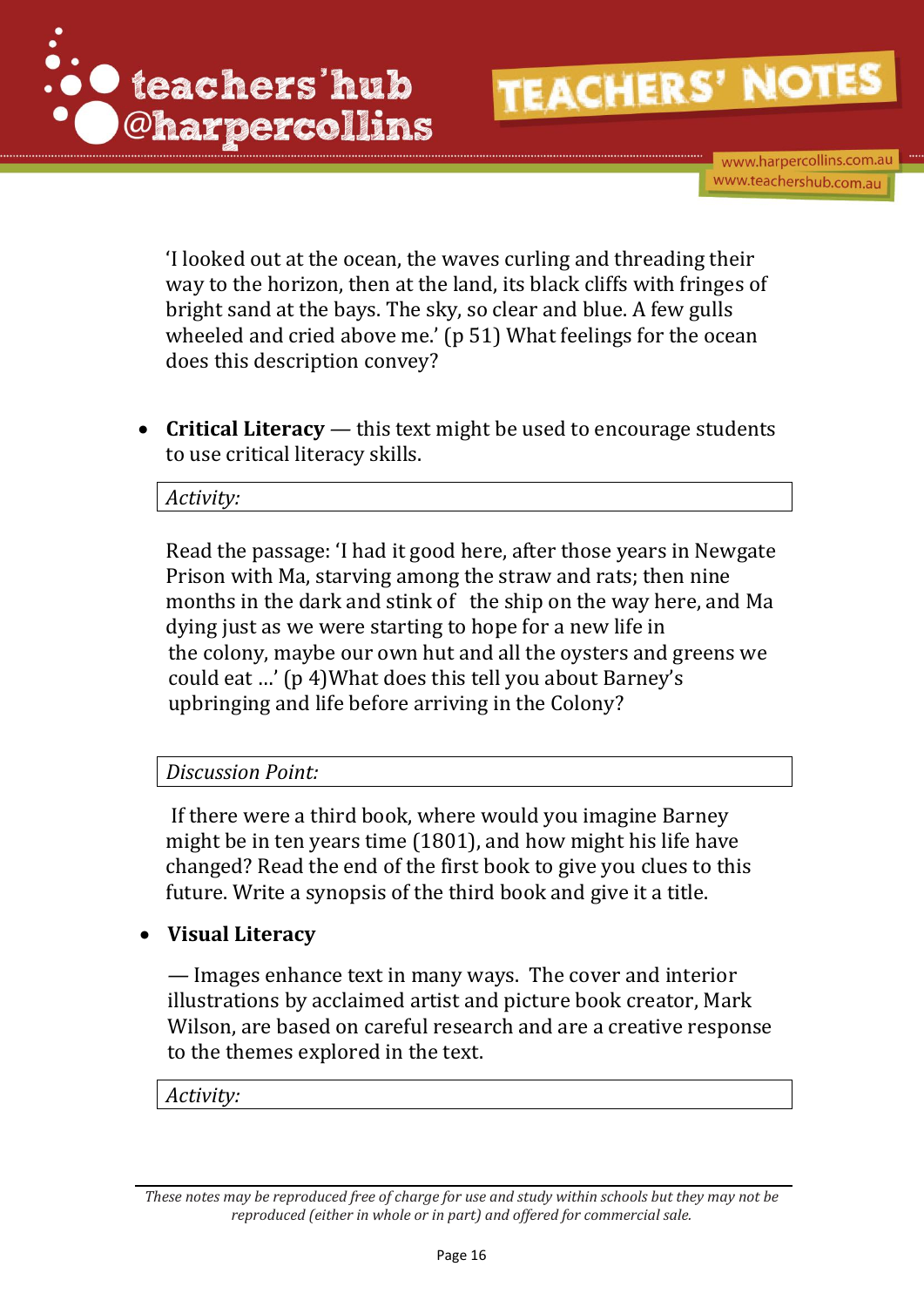'I looked out at the ocean, the waves curling and threading their way to the horizon, then at the land, its black cliffs with fringes of bright sand at the bays. The sky, so clear and blue. A few gulls wheeled and cried above me.' (p 51) What feelings for the ocean does this description convey?

- **Critical Literacy** — this text might be used to encourage students to use critical literacy skills.

*Activity:*

Read the passage: 'I had it good here, after those years in Newgate Prison with Ma, starving among the straw and rats; then nine months in the dark and stink of the ship on the way here, and Ma dying just as we were starting to hope for a new life in the colony, maybe our own hut and all the oysters and greens we could eat …' (p 4)What does this tell you about Barney's upbringing and life before arriving in the Colony?

*Discussion Point:*

If there were a third book, where would you imagine Barney might be in ten years time (1801), and how might his life have changed? Read the end of the first book to give you clues to this future. Write a synopsis of the third book and give it a title.

- **Visual Literacy**

— Images enhance text in many ways. The cover and interior illustrations by acclaimed artist and picture book creator, Mark Wilson, are based on careful research and are a creative response to the themes explored in the text.

*Activity:*

*These notes may be reproduced free of charge for use and study within schools but they may not be reproduced (either in whole or in part) and offered for commercial sale.*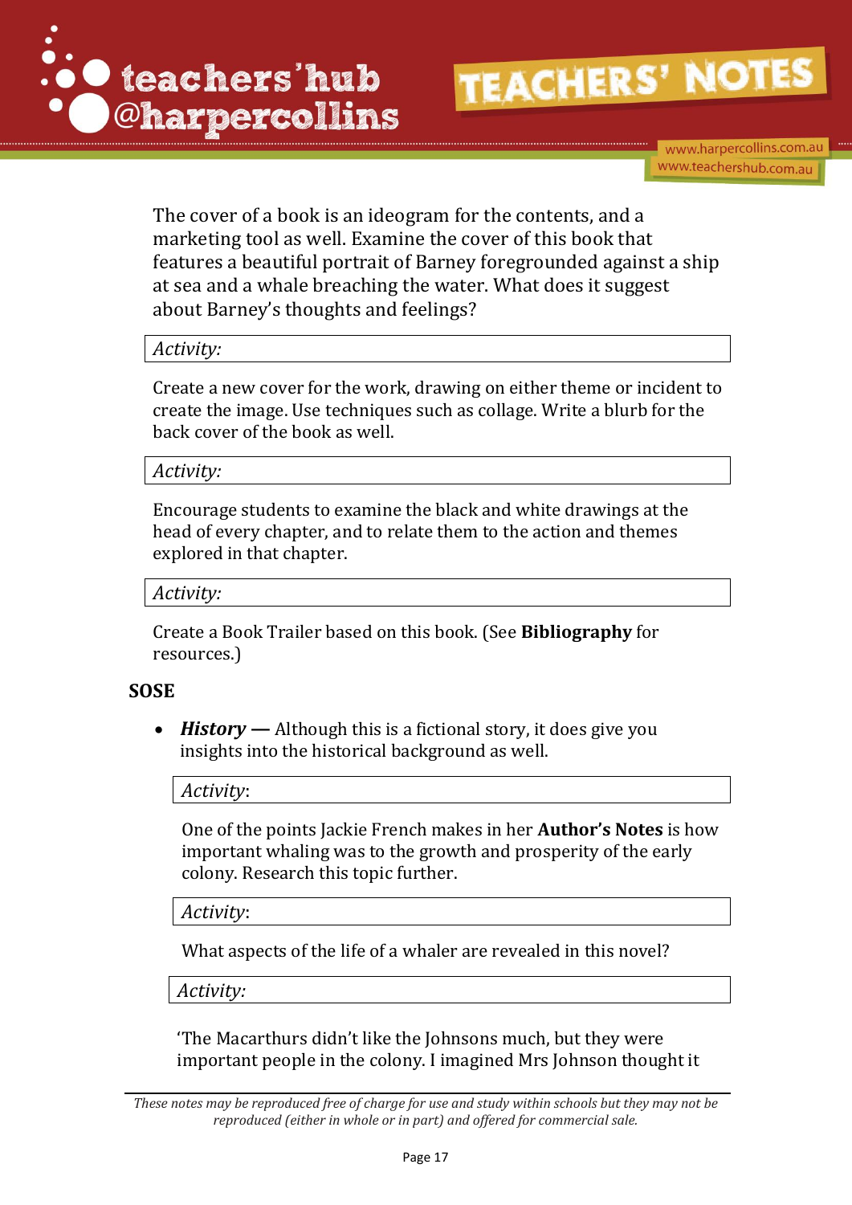The cover of a book is an ideogram for the contents, and a marketing tool as well. Examine the cover of this book that features a beautiful portrait of Barney foregrounded against a ship at sea and a whale breaching the water. What does it suggest about Barney's thoughts and feelings?

*Activity:*

Create a new cover for the work, drawing on either theme or incident to create the image. Use techniques such as collage. Write a blurb for the back cover of the book as well.

*Activity:*

Encourage students to examine the black and white drawings at the head of every chapter, and to relate them to the action and themes explored in that chapter.

*Activity:*

Create a Book Trailer based on this book. (See **Bibliography** for resources.)

## SOSE

- ***History —*** Although this is a fictional story, it does give you insights into the historical background as well.

  *Activity*:

  One of the points Jackie French makes in her **Author's Notes** is how important whaling was to the growth and prosperity of the early colony. Research this topic further.

  *Activity*:

  What aspects of the life of a whaler are revealed in this novel?

  *Activity:*

  'The Macarthurs didn't like the Johnsons much, but they were important people in the colony. I imagined Mrs Johnson thought it

*These notes may be reproduced free of charge for use and study within schools but they may not be reproduced (either in whole or in part) and offered for commercial sale.*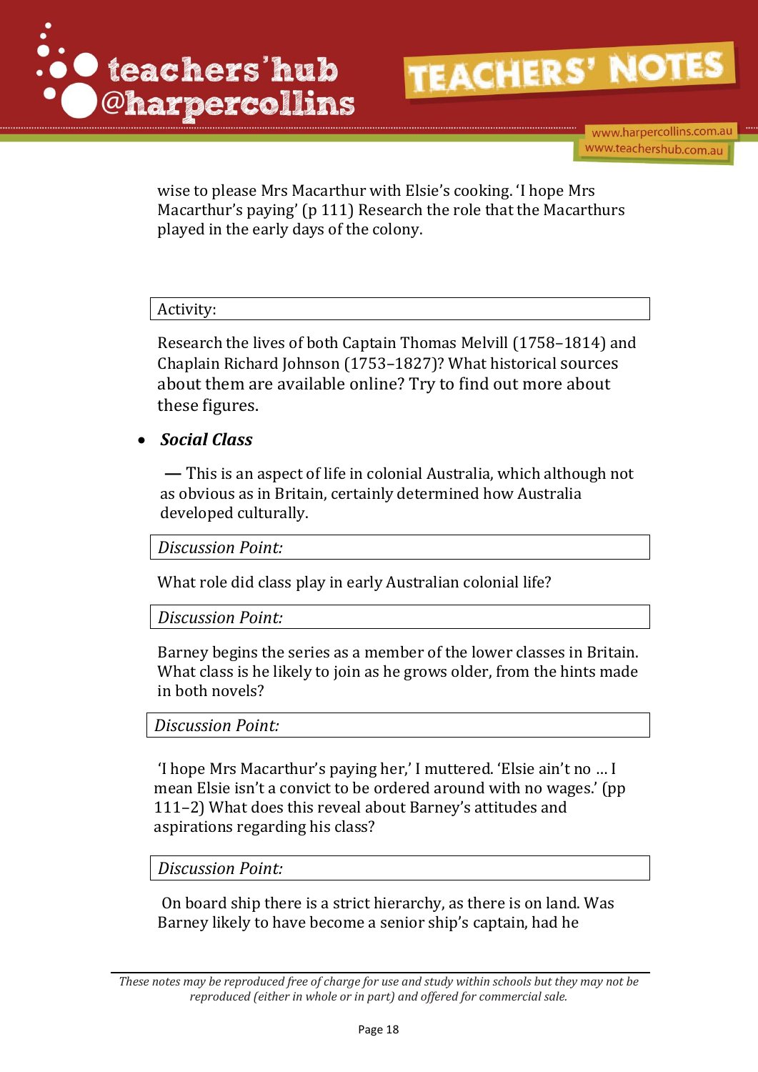wise to please Mrs Macarthur with Elsie's cooking. 'I hope Mrs Macarthur's paying' (p 111) Research the role that the Macarthurs played in the early days of the colony.

| Activity: |
|---|

Research the lives of both Captain Thomas Melvill (1758–1814) and Chaplain Richard Johnson (1753–1827)? What historical sources about them are available online? Try to find out more about these figures.

- ***Social Class***

  **—** This is an aspect of life in colonial Australia, which although not as obvious as in Britain, certainly determined how Australia developed culturally.

| *Discussion Point:* |
|---|

What role did class play in early Australian colonial life?

| *Discussion Point:* |
|---|

Barney begins the series as a member of the lower classes in Britain. What class is he likely to join as he grows older, from the hints made in both novels?

| *Discussion Point:* |
|---|

'I hope Mrs Macarthur's paying her,' I muttered. 'Elsie ain't no … I mean Elsie isn't a convict to be ordered around with no wages.' (pp 111–2) What does this reveal about Barney's attitudes and aspirations regarding his class?

| *Discussion Point:* |
|---|

On board ship there is a strict hierarchy, as there is on land. Was Barney likely to have become a senior ship's captain, had he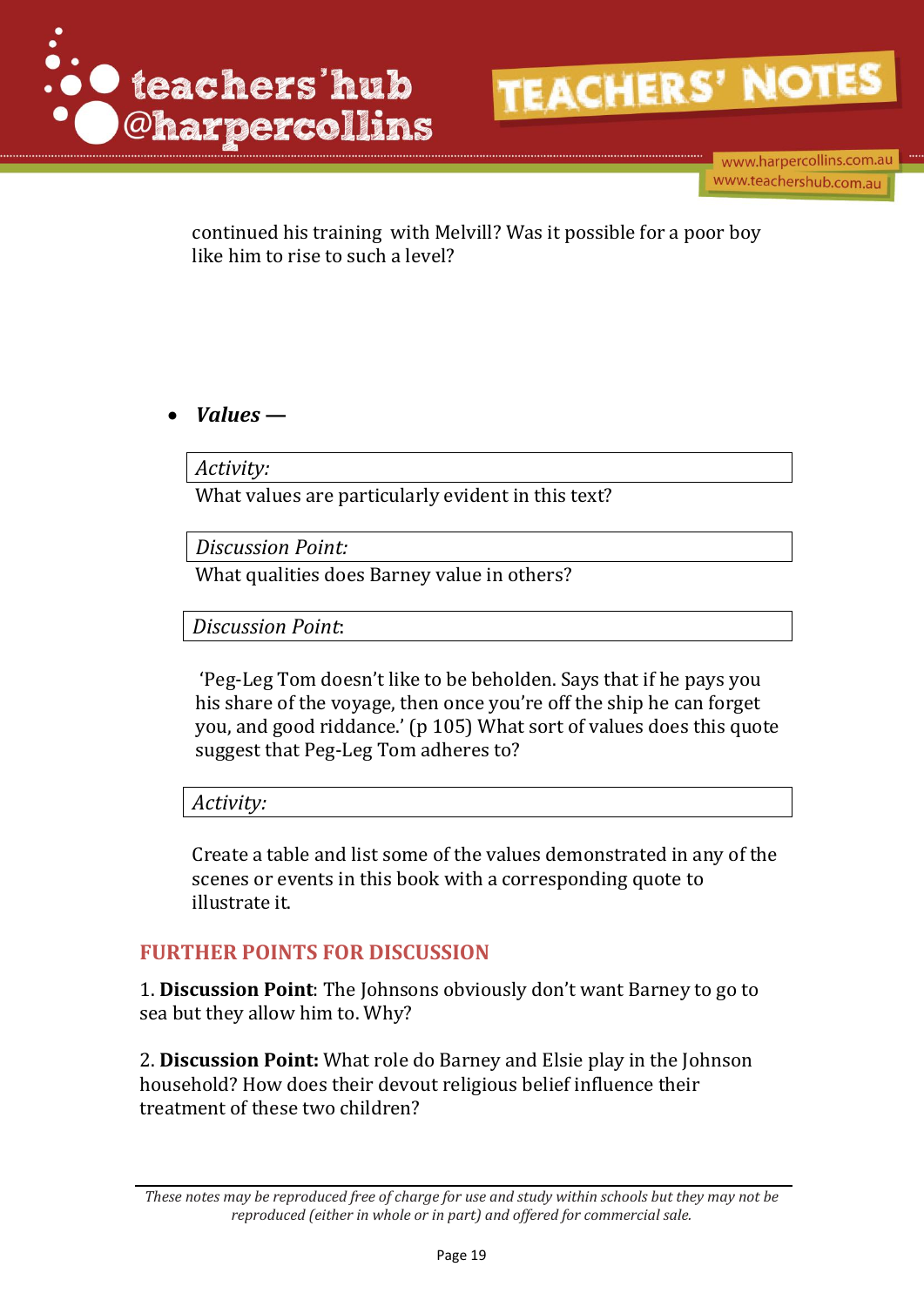continued his training with Melvill? Was it possible for a poor boy like him to rise to such a level?

- ***Values —***

*Activity:*

What values are particularly evident in this text?

*Discussion Point:*

What qualities does Barney value in others?

*Discussion Point*:

'Peg-Leg Tom doesn't like to be beholden. Says that if he pays you his share of the voyage, then once you're off the ship he can forget you, and good riddance.' (p 105) What sort of values does this quote suggest that Peg-Leg Tom adheres to?

*Activity:*

Create a table and list some of the values demonstrated in any of the scenes or events in this book with a corresponding quote to illustrate it.

## FURTHER POINTS FOR DISCUSSION

1. **Discussion Point**: The Johnsons obviously don't want Barney to go to sea but they allow him to. Why?

2. **Discussion Point:** What role do Barney and Elsie play in the Johnson household? How does their devout religious belief influence their treatment of these two children?

*These notes may be reproduced free of charge for use and study within schools but they may not be reproduced (either in whole or in part) and offered for commercial sale.*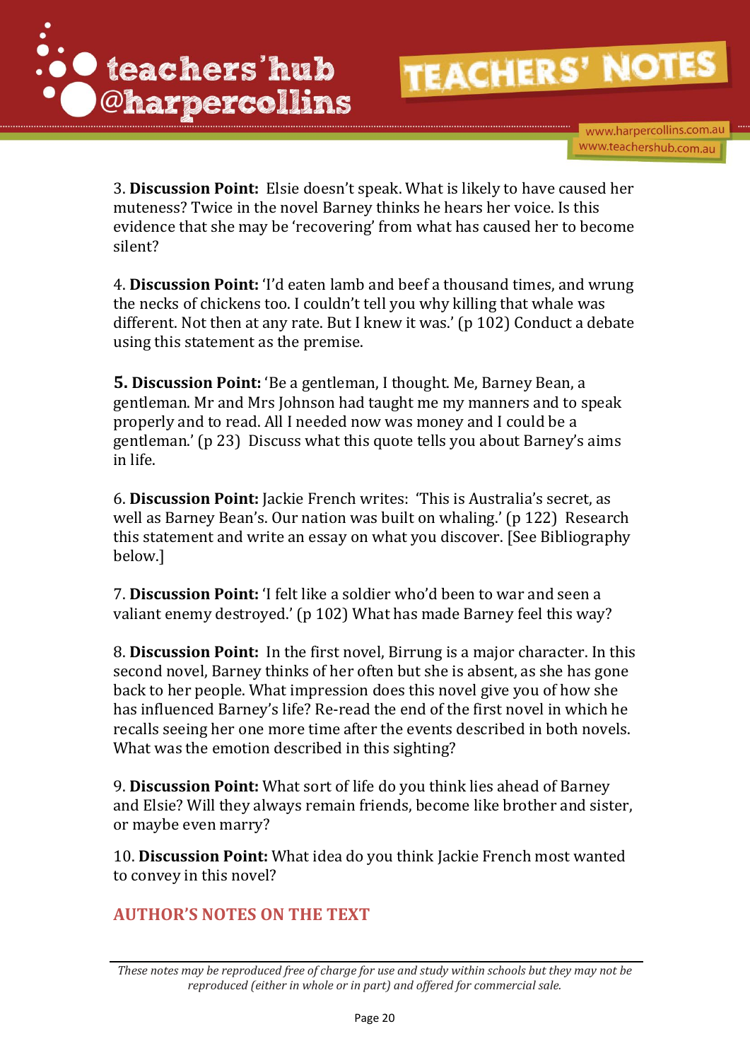3. **Discussion Point:** Elsie doesn't speak. What is likely to have caused her muteness? Twice in the novel Barney thinks he hears her voice. Is this evidence that she may be 'recovering' from what has caused her to become silent?

4. **Discussion Point:** 'I'd eaten lamb and beef a thousand times, and wrung the necks of chickens too. I couldn't tell you why killing that whale was different. Not then at any rate. But I knew it was.' (p 102) Conduct a debate using this statement as the premise.

**5. Discussion Point:** 'Be a gentleman, I thought. Me, Barney Bean, a gentleman. Mr and Mrs Johnson had taught me my manners and to speak properly and to read. All I needed now was money and I could be a gentleman.' (p 23) Discuss what this quote tells you about Barney's aims in life.

6. **Discussion Point:** Jackie French writes: 'This is Australia's secret, as well as Barney Bean's. Our nation was built on whaling.' (p 122) Research this statement and write an essay on what you discover. [See Bibliography below.]

7. **Discussion Point:** 'I felt like a soldier who'd been to war and seen a valiant enemy destroyed.' (p 102) What has made Barney feel this way?

8. **Discussion Point:** In the first novel, Birrung is a major character. In this second novel, Barney thinks of her often but she is absent, as she has gone back to her people. What impression does this novel give you of how she has influenced Barney's life? Re-read the end of the first novel in which he recalls seeing her one more time after the events described in both novels. What was the emotion described in this sighting?

9. **Discussion Point:** What sort of life do you think lies ahead of Barney and Elsie? Will they always remain friends, become like brother and sister, or maybe even marry?

10. **Discussion Point:** What idea do you think Jackie French most wanted to convey in this novel?

## AUTHOR'S NOTES ON THE TEXT

*These notes may be reproduced free of charge for use and study within schools but they may not be reproduced (either in whole or in part) and offered for commercial sale.*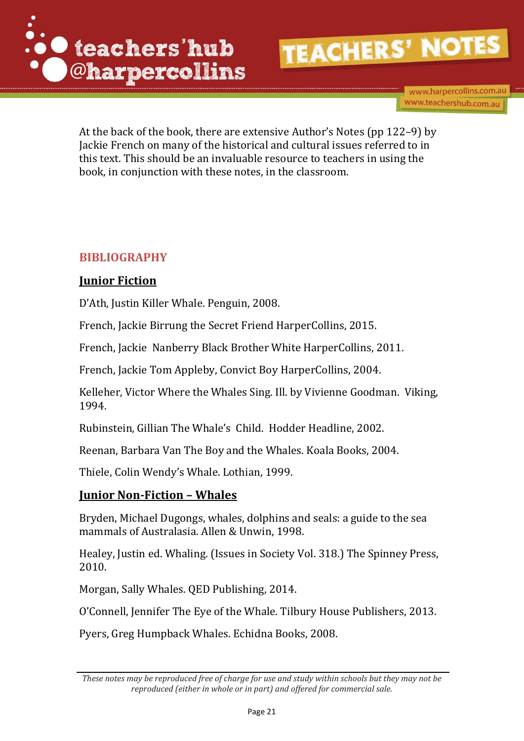At the back of the book, there are extensive Author's Notes (pp 122–9) by Jackie French on many of the historical and cultural issues referred to in this text. This should be an invaluable resource to teachers in using the book, in conjunction with these notes, in the classroom.

## BIBLIOGRAPHY

### Junior Fiction

D'Ath, Justin Killer Whale. Penguin, 2008.

French, Jackie Birrung the Secret Friend HarperCollins, 2015.

French, Jackie Nanberry Black Brother White HarperCollins, 2011.

French, Jackie Tom Appleby, Convict Boy HarperCollins, 2004.

Kelleher, Victor Where the Whales Sing. Ill. by Vivienne Goodman. Viking, 1994.

Rubinstein, Gillian The Whale's Child. Hodder Headline, 2002.

Reenan, Barbara Van The Boy and the Whales. Koala Books, 2004.

Thiele, Colin Wendy's Whale. Lothian, 1999.

### Junior Non-Fiction – Whales

Bryden, Michael Dugongs, whales, dolphins and seals: a guide to the sea mammals of Australasia. Allen & Unwin, 1998.

Healey, Justin ed. Whaling. (Issues in Society Vol. 318.) The Spinney Press, 2010.

Morgan, Sally Whales. QED Publishing, 2014.

O'Connell, Jennifer The Eye of the Whale. Tilbury House Publishers, 2013.

Pyers, Greg Humpback Whales. Echidna Books, 2008.

*These notes may be reproduced free of charge for use and study within schools but they may not be reproduced (either in whole or in part) and offered for commercial sale.*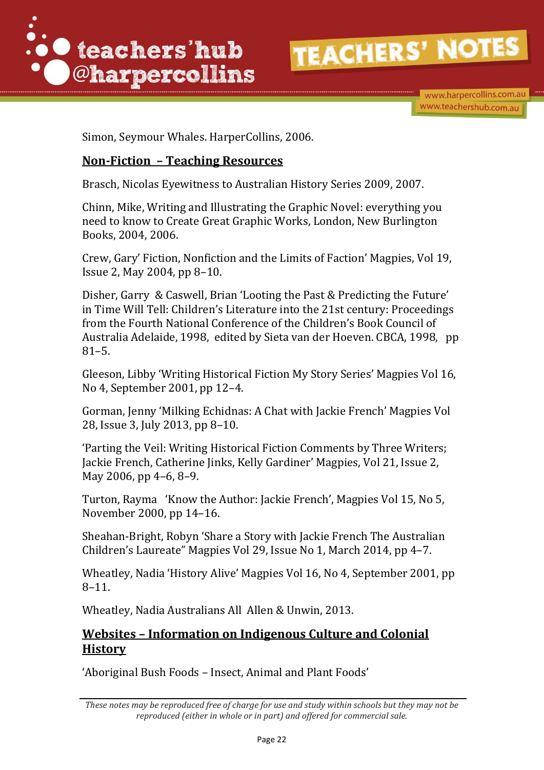Simon, Seymour Whales. HarperCollins, 2006.

## Non-Fiction – Teaching Resources

Brasch, Nicolas Eyewitness to Australian History Series 2009, 2007.

Chinn, Mike, Writing and Illustrating the Graphic Novel: everything you need to know to Create Great Graphic Works, London, New Burlington Books, 2004, 2006.

Crew, Gary' Fiction, Nonfiction and the Limits of Faction' Magpies, Vol 19, Issue 2, May 2004, pp 8–10.

Disher, Garry & Caswell, Brian 'Looting the Past & Predicting the Future' in Time Will Tell: Children's Literature into the 21st century: Proceedings from the Fourth National Conference of the Children's Book Council of Australia Adelaide, 1998, edited by Sieta van der Hoeven. CBCA, 1998, pp 81–5.

Gleeson, Libby 'Writing Historical Fiction My Story Series' Magpies Vol 16, No 4, September 2001, pp 12–4.

Gorman, Jenny 'Milking Echidnas: A Chat with Jackie French' Magpies Vol 28, Issue 3, July 2013, pp 8–10.

'Parting the Veil: Writing Historical Fiction Comments by Three Writers; Jackie French, Catherine Jinks, Kelly Gardiner' Magpies, Vol 21, Issue 2, May 2006, pp 4–6, 8–9.

Turton, Rayma 'Know the Author: Jackie French', Magpies Vol 15, No 5, November 2000, pp 14–16.

Sheahan-Bright, Robyn 'Share a Story with Jackie French The Australian Children's Laureate" Magpies Vol 29, Issue No 1, March 2014, pp 4–7.

Wheatley, Nadia 'History Alive' Magpies Vol 16, No 4, September 2001, pp 8–11.

Wheatley, Nadia Australians All Allen & Unwin, 2013.

## Websites – Information on Indigenous Culture and Colonial History

'Aboriginal Bush Foods – Insect, Animal and Plant Foods'

*These notes may be reproduced free of charge for use and study within schools but they may not be reproduced (either in whole or in part) and offered for commercial sale.*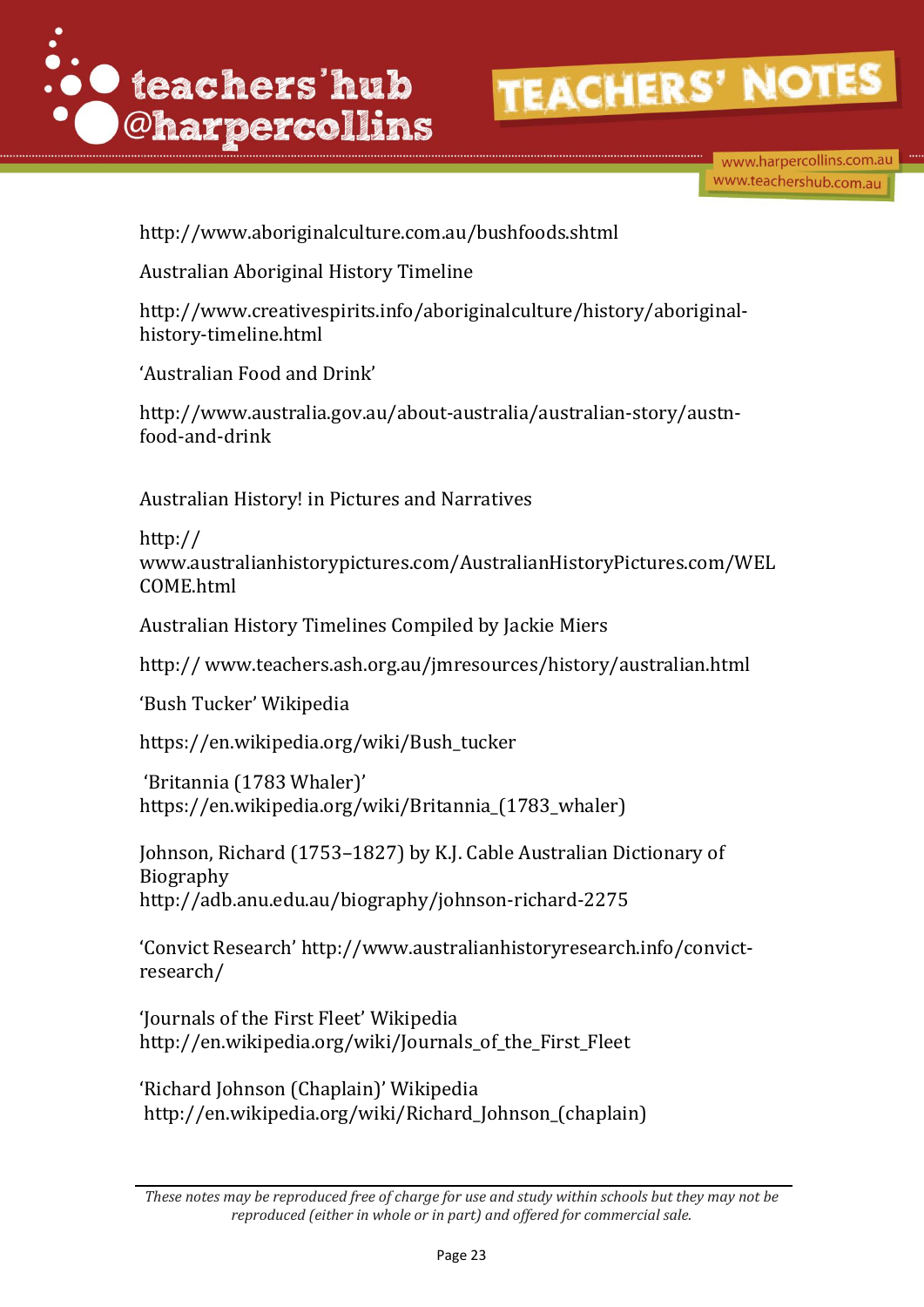http://www.aboriginalculture.com.au/bushfoods.shtml

Australian Aboriginal History Timeline

http://www.creativespirits.info/aboriginalculture/history/aboriginal-history-timeline.html

'Australian Food and Drink'

http://www.australia.gov.au/about-australia/australian-story/austn-food-and-drink

Australian History! in Pictures and Narratives

http://
www.australianhistorypictures.com/AustralianHistoryPictures.com/WELCOME.html

Australian History Timelines Compiled by Jackie Miers

http:// www.teachers.ash.org.au/jmresources/history/australian.html

'Bush Tucker' Wikipedia

https://en.wikipedia.org/wiki/Bush_tucker

'Britannia (1783 Whaler)'
https://en.wikipedia.org/wiki/Britannia_(1783_whaler)

Johnson, Richard (1753–1827) by K.J. Cable Australian Dictionary of Biography
http://adb.anu.edu.au/biography/johnson-richard-2275

'Convict Research' http://www.australianhistoryresearch.info/convict-research/

'Journals of the First Fleet' Wikipedia
http://en.wikipedia.org/wiki/Journals_of_the_First_Fleet

'Richard Johnson (Chaplain)' Wikipedia
http://en.wikipedia.org/wiki/Richard_Johnson_(chaplain)

*These notes may be reproduced free of charge for use and study within schools but they may not be reproduced (either in whole or in part) and offered for commercial sale.*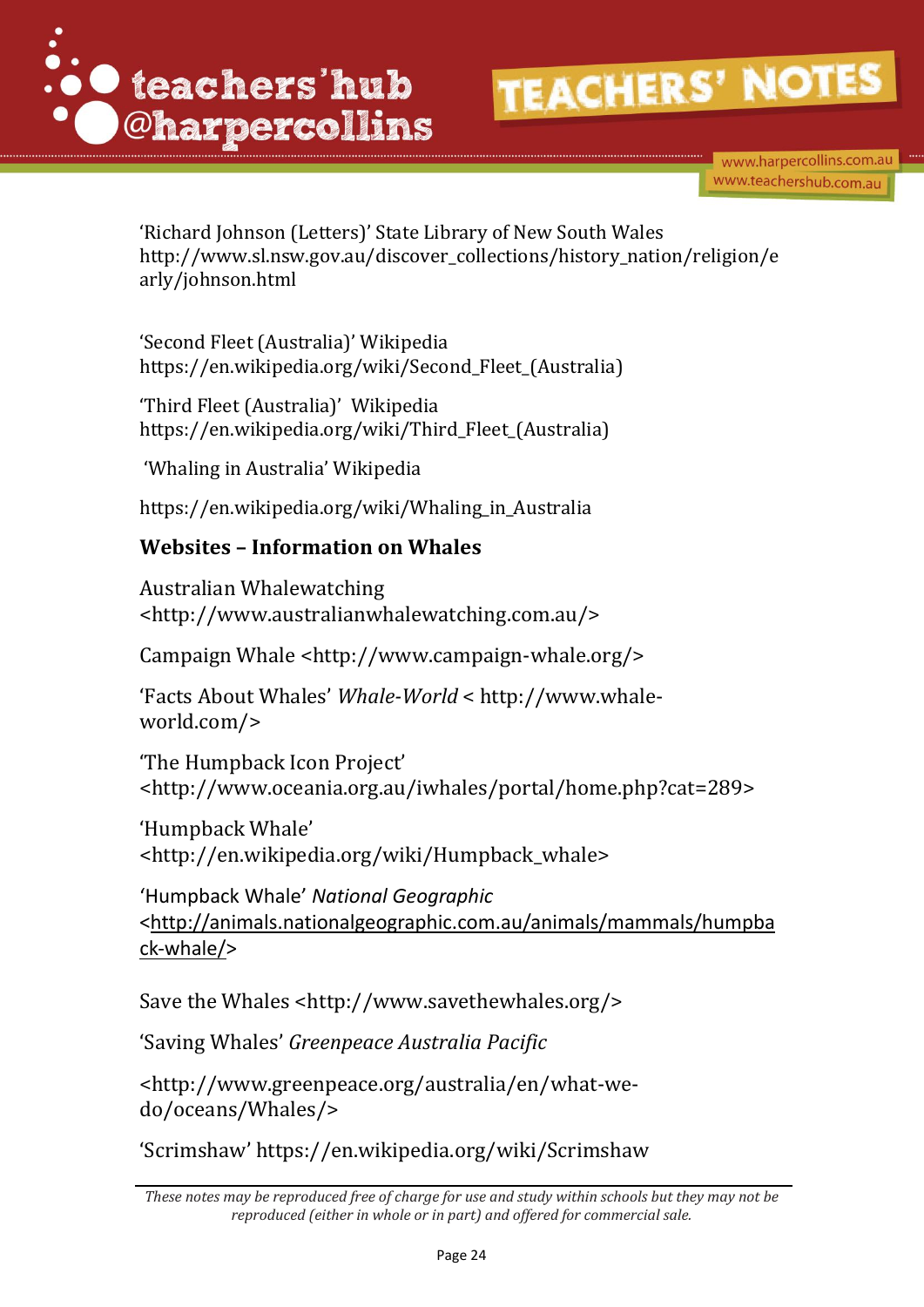'Richard Johnson (Letters)' State Library of New South Wales http://www.sl.nsw.gov.au/discover_collections/history_nation/religion/early/johnson.html

'Second Fleet (Australia)' Wikipedia https://en.wikipedia.org/wiki/Second_Fleet_(Australia)

'Third Fleet (Australia)' Wikipedia https://en.wikipedia.org/wiki/Third_Fleet_(Australia)

'Whaling in Australia' Wikipedia

https://en.wikipedia.org/wiki/Whaling_in_Australia

**Websites – Information on Whales**

Australian Whalewatching <http://www.australianwhalewatching.com.au/>

Campaign Whale <http://www.campaign-whale.org/>

'Facts About Whales' *Whale-World* < http://www.whale-world.com/>

'The Humpback Icon Project' <http://www.oceania.org.au/iwhales/portal/home.php?cat=289>

'Humpback Whale' <http://en.wikipedia.org/wiki/Humpback_whale>

'Humpback Whale' *National Geographic* <http://animals.nationalgeographic.com.au/animals/mammals/humpback-whale/>

Save the Whales <http://www.savethewhales.org/>

'Saving Whales' *Greenpeace Australia Pacific*

<http://www.greenpeace.org/australia/en/what-we-do/oceans/Whales/>

'Scrimshaw' https://en.wikipedia.org/wiki/Scrimshaw

*These notes may be reproduced free of charge for use and study within schools but they may not be reproduced (either in whole or in part) and offered for commercial sale.*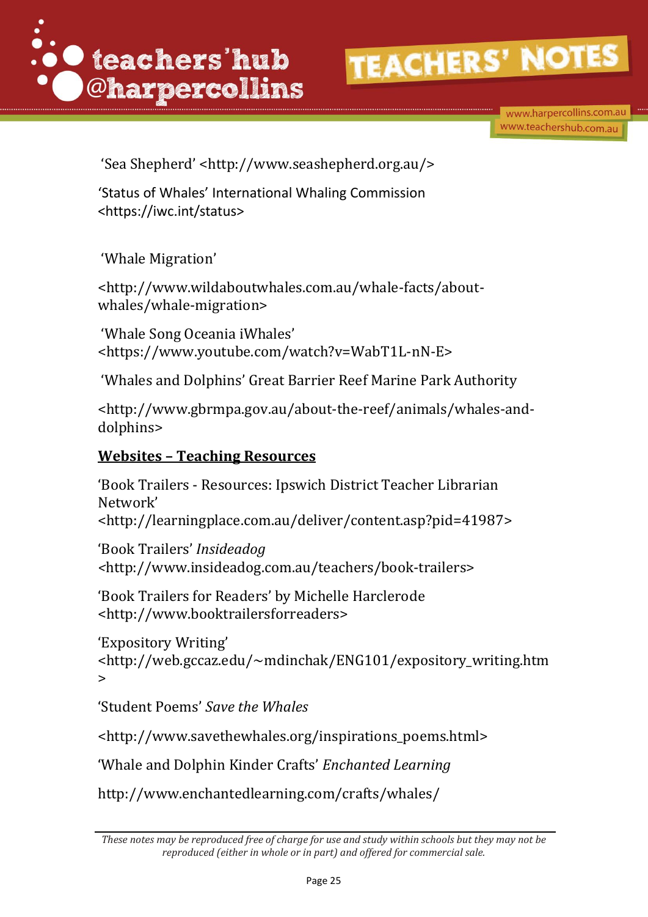'Sea Shepherd' <http://www.seashepherd.org.au/>

'Status of Whales' International Whaling Commission <https://iwc.int/status>

'Whale Migration'

<http://www.wildaboutwhales.com.au/whale-facts/about-whales/whale-migration>

'Whale Song Oceania iWhales' <https://www.youtube.com/watch?v=WabT1L-nN-E>

'Whales and Dolphins' Great Barrier Reef Marine Park Authority

<http://www.gbrmpa.gov.au/about-the-reef/animals/whales-and-dolphins>

## Websites – Teaching Resources

'Book Trailers - Resources: Ipswich District Teacher Librarian Network' <http://learningplace.com.au/deliver/content.asp?pid=41987>

'Book Trailers' *Insideadog* <http://www.insideadog.com.au/teachers/book-trailers>

'Book Trailers for Readers' by Michelle Harclerode <http://www.booktrailersforreaders>

'Expository Writing' <http://web.gccaz.edu/~mdinchak/ENG101/expository_writing.htm>

'Student Poems' *Save the Whales*

<http://www.savethewhales.org/inspirations_poems.html>

'Whale and Dolphin Kinder Crafts' *Enchanted Learning*

http://www.enchantedlearning.com/crafts/whales/

*These notes may be reproduced free of charge for use and study within schools but they may not be reproduced (either in whole or in part) and offered for commercial sale.*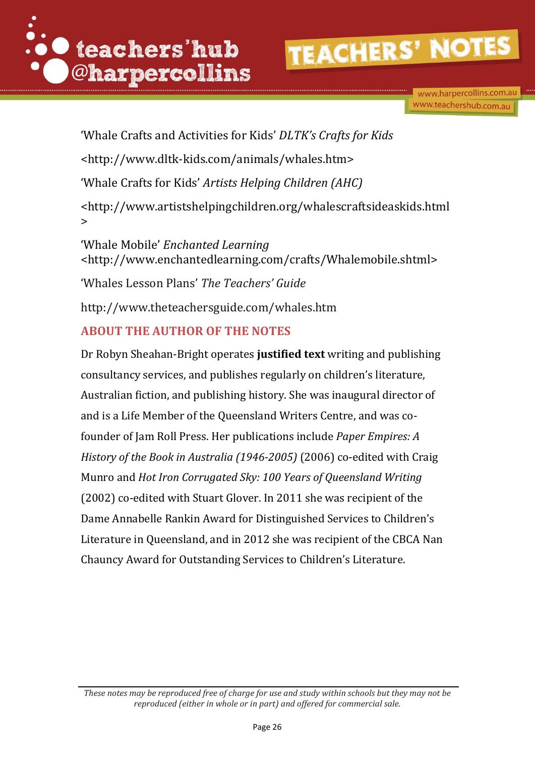'Whale Crafts and Activities for Kids' *DLTK's Crafts for Kids*

<http://www.dltk-kids.com/animals/whales.htm>

'Whale Crafts for Kids' *Artists Helping Children (AHC)*

<http://www.artistshelpingchildren.org/whalescraftsideaskids.html>

'Whale Mobile' *Enchanted Learning*
<http://www.enchantedlearning.com/crafts/Whalemobile.shtml>

'Whales Lesson Plans' *The Teachers' Guide*

http://www.theteachersguide.com/whales.htm

## ABOUT THE AUTHOR OF THE NOTES

Dr Robyn Sheahan-Bright operates **justified text** writing and publishing consultancy services, and publishes regularly on children's literature, Australian fiction, and publishing history. She was inaugural director of and is a Life Member of the Queensland Writers Centre, and was co-founder of Jam Roll Press. Her publications include *Paper Empires: A History of the Book in Australia (1946-2005)* (2006) co-edited with Craig Munro and *Hot Iron Corrugated Sky: 100 Years of Queensland Writing* (2002) co-edited with Stuart Glover. In 2011 she was recipient of the Dame Annabelle Rankin Award for Distinguished Services to Children's Literature in Queensland, and in 2012 she was recipient of the CBCA Nan Chauncy Award for Outstanding Services to Children's Literature.